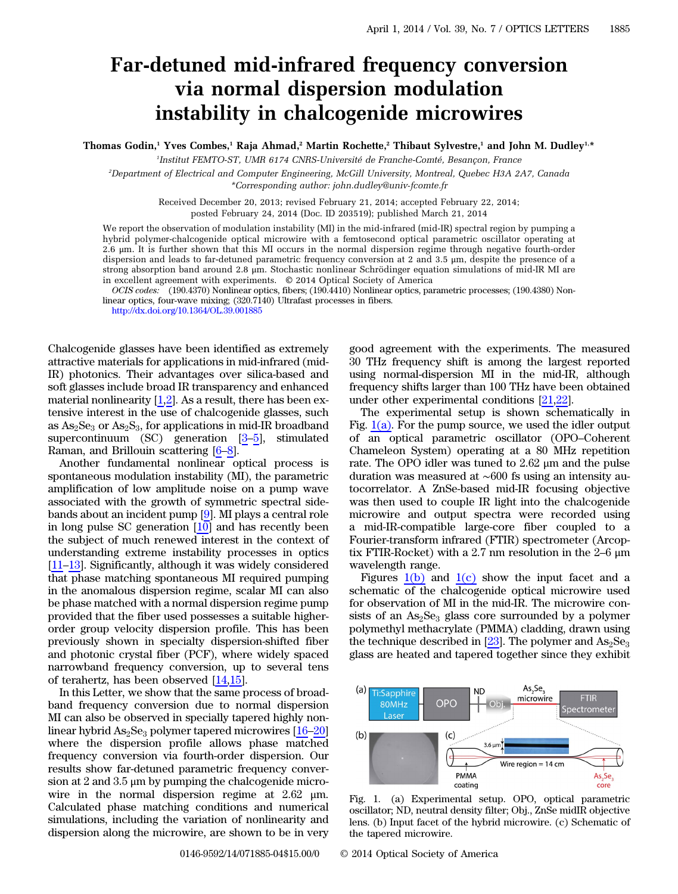# Far-detuned mid-infrared frequency conversion via normal dispersion modulation instability in chalcogenide microwires

**Thomas Godin,[1] Yves Combes,[1] Raja Ahmad,[2] Martin Rochette,[2] Thibaut Sylvestre,[1] and John M. Dudley[1,*]**

[1]Institut FEMTO-ST, UMR 6174 CNRS-Université de Franche-Comté, Besançon, France

[2]Department of Electrical and Computer Engineering, McGill University, Montreal, Quebec H3A 2A7, Canada

*Corresponding author: john.dudley@univ-fcomte.fr

Received December 20, 2013; revised February 21, 2014; accepted February 22, 2014; posted February 24, 2014 (Doc. ID 203519); published March 21, 2014

We report the observation of modulation instability (MI) in the mid-infrared (mid-IR) spectral region by pumping a hybrid polymer-chalcogenide optical microwire with a femtosecond optical parametric oscillator operating at 2.6 μm. It is further shown that this MI occurs in the normal dispersion regime through negative fourth-order dispersion and leads to far-detuned parametric frequency conversion at 2 and 3.5 μm, despite the presence of a strong absorption band around 2.8 μm. Stochastic nonlinear Schrödinger equation simulations of mid-IR MI are in excellent agreement with experiments. © 2014 Optical Society of America

*OCIS codes:* (190.4370) Nonlinear optics, fibers; (190.4410) Nonlinear optics, parametric processes; (190.4380) Nonlinear optics, four-wave mixing; (320.7140) Ultrafast processes in fibers.

http://dx.doi.org/10.1364/OL.39.001885

Chalcogenide glasses have been identified as extremely attractive materials for applications in mid-infrared (mid-IR) photonics. Their advantages over silica-based and soft glasses include broad IR transparency and enhanced material nonlinearity [1,2]. As a result, there has been extensive interest in the use of chalcogenide glasses, such as $As_2Se_3$ or $As_2S_3$, for applications in mid-IR broadband supercontinuum (SC) generation [3–5], stimulated Raman, and Brillouin scattering [6–8].

Another fundamental nonlinear optical process is spontaneous modulation instability (MI), the parametric amplification of low amplitude noise on a pump wave associated with the growth of symmetric spectral sidebands about an incident pump [9]. MI plays a central role in long pulse SC generation [10] and has recently been the subject of much renewed interest in the context of understanding extreme instability processes in optics [11–13]. Significantly, although it was widely considered that phase matching spontaneous MI required pumping in the anomalous dispersion regime, scalar MI can also be phase matched with a normal dispersion regime pump provided that the fiber used possesses a suitable higher-order group velocity dispersion profile. This has been previously shown in specialty dispersion-shifted fiber and photonic crystal fiber (PCF), where widely spaced narrowband frequency conversion, up to several tens of terahertz, has been observed [14,15].

In this Letter, we show that the same process of broadband frequency conversion due to normal dispersion MI can also be observed in specially tapered highly nonlinear hybrid $As_2Se_3$ polymer tapered microwires [16–20] where the dispersion profile allows phase matched frequency conversion via fourth-order dispersion. Our results show far-detuned parametric frequency conversion at 2 and 3.5 μm by pumping the chalcogenide microwire in the normal dispersion regime at 2.62 μm. Calculated phase matching conditions and numerical simulations, including the variation of nonlinearity and dispersion along the microwire, are shown to be in very good agreement with the experiments. The measured 30 THz frequency shift is among the largest reported using normal-dispersion MI in the mid-IR, although frequency shifts larger than 100 THz have been obtained under other experimental conditions [21,22].

The experimental setup is shown schematically in Fig. 1(a). For the pump source, we used the idler output of an optical parametric oscillator (OPO–Coherent Chameleon System) operating at a 80 MHz repetition rate. The OPO idler was tuned to 2.62 μm and the pulse duration was measured at ~600 fs using an intensity autocorrelator. A ZnSe-based mid-IR focusing objective was then used to couple IR light into the chalcogenide microwire and output spectra were recorded using a mid-IR-compatible large-core fiber coupled to a Fourier-transform infrared (FTIR) spectrometer (Arcoptix FTIR-Rocket) with a 2.7 nm resolution in the 2–6 μm wavelength range.

Figures 1(b) and 1(c) show the input facet and a schematic of the chalcogenide optical microwire used for observation of MI in the mid-IR. The microwire consists of an $As_2Se_3$ glass core surrounded by a polymer polymethyl methacrylate (PMMA) cladding, drawn using the technique described in [23]. The polymer and $As_2Se_3$ glass are heated and tapered together since they exhibit

Fig. 1. (a) Experimental setup. OPO, optical parametric oscillator; ND, neutral density filter; Obj., ZnSe midIR objective lens. (b) Input facet of the hybrid microwire. (c) Schematic of the tapered microwire.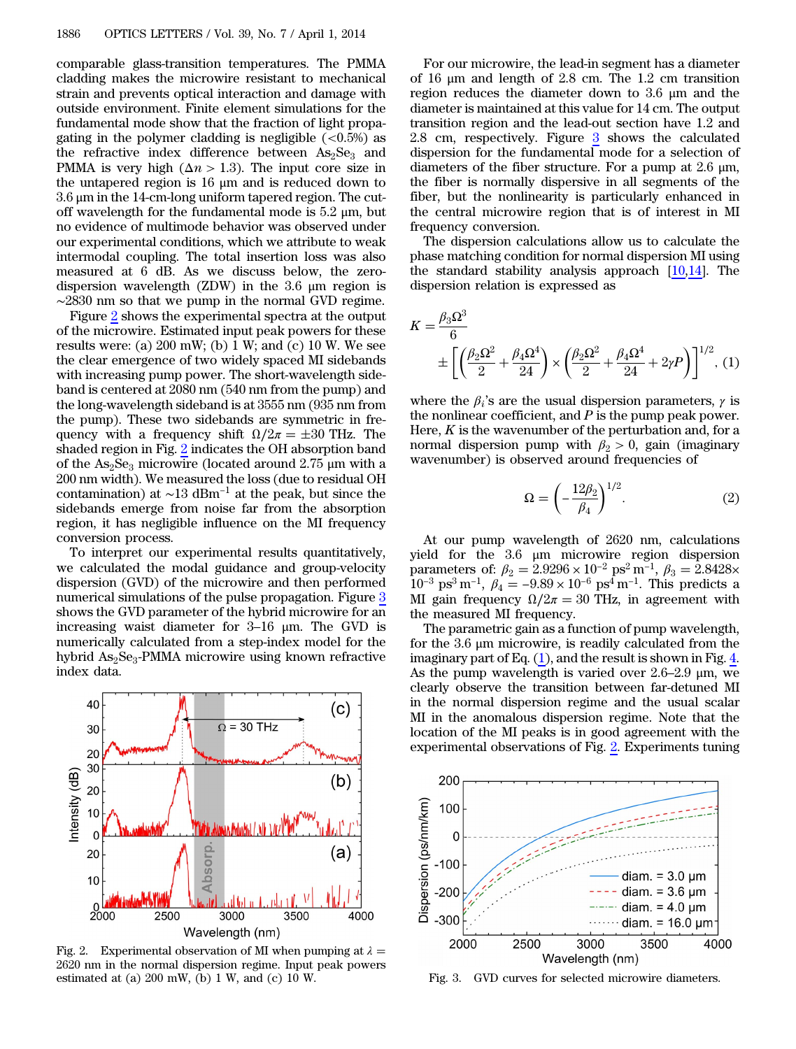comparable glass-transition temperatures. The PMMA cladding makes the microwire resistant to mechanical strain and prevents optical interaction and damage with outside environment. Finite element simulations for the fundamental mode show that the fraction of light propagating in the polymer cladding is negligible (<0.5%) as the refractive index difference between $As_2Se_3$ and PMMA is very high ($\Delta n > 1.3$). The input core size in the untapered region is 16 μm and is reduced down to 3.6 μm in the 14-cm-long uniform tapered region. The cutoff wavelength for the fundamental mode is 5.2 μm, but no evidence of multimode behavior was observed under our experimental conditions, which we attribute to weak intermodal coupling. The total insertion loss was also measured at 6 dB. As we discuss below, the zero-dispersion wavelength (ZDW) in the 3.6 μm region is ~2830 nm so that we pump in the normal GVD regime.

Figure 2 shows the experimental spectra at the output of the microwire. Estimated input peak powers for these results were: (a) 200 mW; (b) 1 W; and (c) 10 W. We see the clear emergence of two widely spaced MI sidebands with increasing pump power. The short-wavelength sideband is centered at 2080 nm (540 nm from the pump) and the long-wavelength sideband is at 3555 nm (935 nm from the pump). These two sidebands are symmetric in frequency with a frequency shift $\Omega/2\pi = \pm 30$ THz. The shaded region in Fig. 2 indicates the OH absorption band of the $As_2Se_3$ microwire (located around 2.75 μm with a 200 nm width). We measured the loss (due to residual OH contamination) at ~13 $dBm^{-1}$ at the peak, but since the sidebands emerge from noise far from the absorption region, it has negligible influence on the MI frequency conversion process.

To interpret our experimental results quantitatively, we calculated the modal guidance and group-velocity dispersion (GVD) of the microwire and then performed numerical simulations of the pulse propagation. Figure 3 shows the GVD parameter of the hybrid microwire for an increasing waist diameter for 3–16 μm. The GVD is numerically calculated from a step-index model for the hybrid $As_2Se_3$-PMMA microwire using known refractive index data.

Fig. 2. Experimental observation of MI when pumping at $\lambda = 2620$ nm in the normal dispersion regime. Input peak powers estimated at (a) 200 mW, (b) 1 W, and (c) 10 W.

For our microwire, the lead-in segment has a diameter of 16 μm and length of 2.8 cm. The 1.2 cm transition region reduces the diameter down to 3.6 μm and the diameter is maintained at this value for 14 cm. The output transition region and the lead-out section have 1.2 and 2.8 cm, respectively. Figure 3 shows the calculated dispersion for the fundamental mode for a selection of diameters of the fiber structure. For a pump at 2.6 μm, the fiber is normally dispersive in all segments of the fiber, but the nonlinearity is particularly enhanced in the central microwire region that is of interest in MI frequency conversion.

The dispersion calculations allow us to calculate the phase matching condition for normal dispersion MI using the standard stability analysis approach [10,14]. The dispersion relation is expressed as

$$K = \frac{\beta_3 \Omega^3}{6} \pm \left[ \left( \frac{\beta_2 \Omega^2}{2} + \frac{\beta_4 \Omega^4}{24} \right) \times \left( \frac{\beta_2 \Omega^2}{2} + \frac{\beta_4 \Omega^4}{24} + 2\gamma P \right) \right]^{1/2}, \quad (1)$$

where the $\beta_i$'s are the usual dispersion parameters, $\gamma$ is the nonlinear coefficient, and $P$ is the pump peak power. Here, $K$ is the wavenumber of the perturbation and, for a normal dispersion pump with $\beta_2 > 0$, gain (imaginary wavenumber) is observed around frequencies of

$$\Omega = \left( -\frac{12\beta_2}{\beta_4} \right)^{1/2}. \quad (2)$$

At our pump wavelength of 2620 nm, calculations yield for the 3.6 μm microwire region dispersion parameters of: $\beta_2 = 2.9296 \times 10^{-2}$ $ps^2\,m^{-1}$, $\beta_3 = 2.8428 \times 10^{-3}$ $ps^3\,m^{-1}$, $\beta_4 = -9.89 \times 10^{-6}$ $ps^4\,m^{-1}$. This predicts a MI gain frequency $\Omega/2\pi = 30$ THz, in agreement with the measured MI frequency.

The parametric gain as a function of pump wavelength, for the 3.6 μm microwire, is readily calculated from the imaginary part of Eq. (1), and the result is shown in Fig. 4. As the pump wavelength is varied over 2.6–2.9 μm, we clearly observe the transition between far-detuned MI in the normal dispersion regime and the usual scalar MI in the anomalous dispersion regime. Note that the location of the MI peaks is in good agreement with the experimental observations of Fig. 2. Experiments tuning

Fig. 3. GVD curves for selected microwire diameters.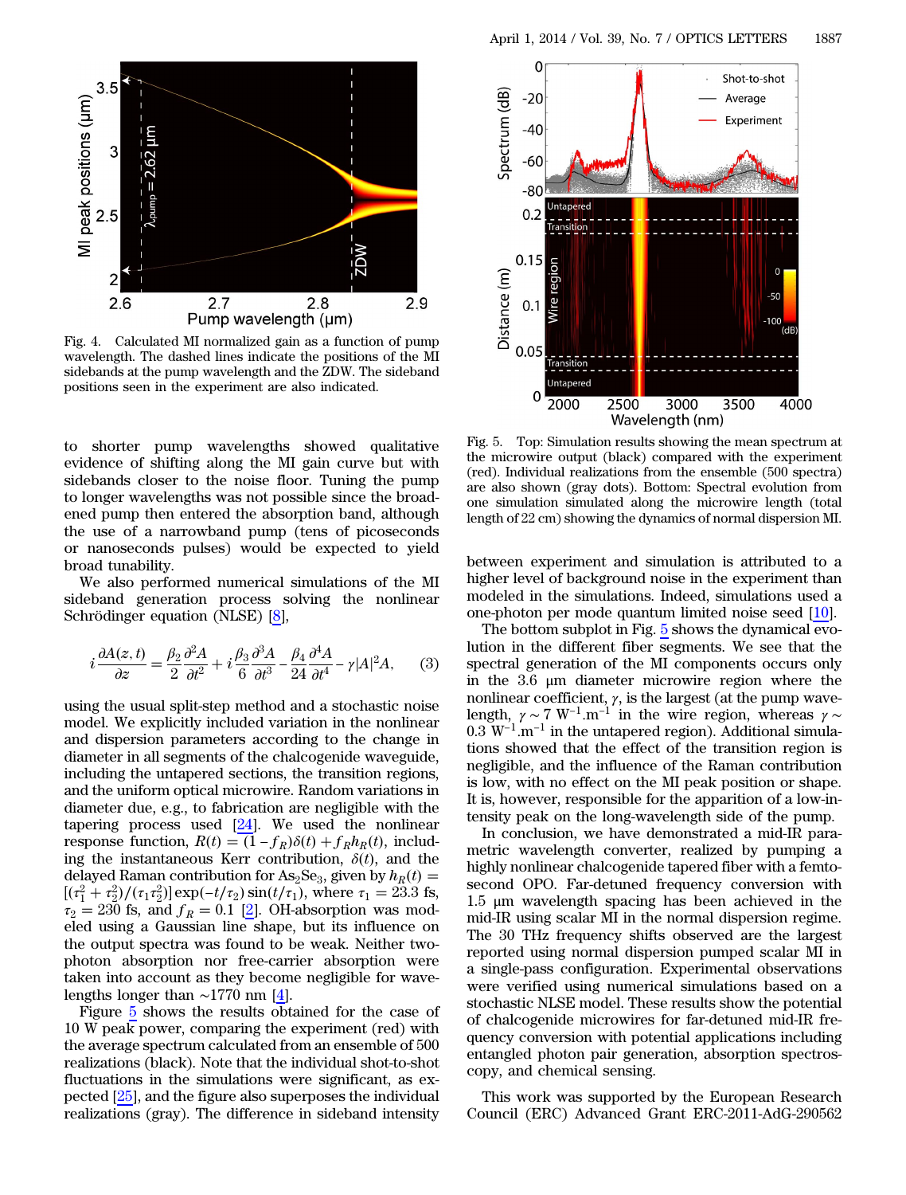Fig. 4. Calculated MI normalized gain as a function of pump wavelength. The dashed lines indicate the positions of the MI sidebands at the pump wavelength and the ZDW. The sideband positions seen in the experiment are also indicated.

to shorter pump wavelengths showed qualitative evidence of shifting along the MI gain curve but with sidebands closer to the noise floor. Tuning the pump to longer wavelengths was not possible since the broadened pump then entered the absorption band, although the use of a narrowband pump (tens of picoseconds or nanoseconds pulses) would be expected to yield broad tunability.

We also performed numerical simulations of the MI sideband generation process solving the nonlinear Schrödinger equation (NLSE) [8],

$$i\frac{\partial A(z,t)}{\partial z} = \frac{\beta_2}{2}\frac{\partial^2 A}{\partial t^2} + i\frac{\beta_3}{6}\frac{\partial^3 A}{\partial t^3} - \frac{\beta_4}{24}\frac{\partial^4 A}{\partial t^4} - \gamma |A|^2 A, \qquad (3)$$

using the usual split-step method and a stochastic noise model. We explicitly included variation in the nonlinear and dispersion parameters according to the change in diameter in all segments of the chalcogenide waveguide, including the untapered sections, the transition regions, and the uniform optical microwire. Random variations in diameter due, e.g., to fabrication are negligible with the tapering process used [24]. We used the nonlinear response function, $R(t) = (1 - f_R)\delta(t) + f_R h_R(t)$, including the instantaneous Kerr contribution, $\delta(t)$, and the delayed Raman contribution for $As_2Se_3$, given by $h_R(t) = [(\tau_1^2 + \tau_2^2)/(\tau_1 \tau_2^2)]\exp(-t/\tau_2)\sin(t/\tau_1)$, where $\tau_1 = 23.3$ fs, $\tau_2 = 230$ fs, and $f_R = 0.1$ [2]. OH-absorption was modeled using a Gaussian line shape, but its influence on the output spectra was found to be weak. Neither two-photon absorption nor free-carrier absorption were taken into account as they become negligible for wavelengths longer than ~1770 nm [4].

Figure 5 shows the results obtained for the case of 10 W peak power, comparing the experiment (red) with the average spectrum calculated from an ensemble of 500 realizations (black). Note that the individual shot-to-shot fluctuations in the simulations were significant, as expected [25], and the figure also superposes the individual realizations (gray). The difference in sideband intensity between experiment and simulation is attributed to a higher level of background noise in the experiment than modeled in the simulations. Indeed, simulations used a one-photon per mode quantum limited noise seed [10].

Fig. 5. Top: Simulation results showing the mean spectrum at the microwire output (black) compared with the experiment (red). Individual realizations from the ensemble (500 spectra) are also shown (gray dots). Bottom: Spectral evolution from one simulation simulated along the microwire length (total length of 22 cm) showing the dynamics of normal dispersion MI.

The bottom subplot in Fig. 5 shows the dynamical evolution in the different fiber segments. We see that the spectral generation of the MI components occurs only in the 3.6 μm diameter microwire region where the nonlinear coefficient, $\gamma$, is the largest (at the pump wavelength, $\gamma \sim 7\ \mathrm{W}^{-1}.\mathrm{m}^{-1}$ in the wire region, whereas $\gamma \sim 0.3\ \mathrm{W}^{-1}.\mathrm{m}^{-1}$ in the untapered region). Additional simulations showed that the effect of the transition region is negligible, and the influence of the Raman contribution is low, with no effect on the MI peak position or shape. It is, however, responsible for the apparition of a low-intensity peak on the long-wavelength side of the pump.

In conclusion, we have demonstrated a mid-IR parametric wavelength converter, realized by pumping a highly nonlinear chalcogenide tapered fiber with a femtosecond OPO. Far-detuned frequency conversion with 1.5 μm wavelength spacing has been achieved in the mid-IR using scalar MI in the normal dispersion regime. The 30 THz frequency shifts observed are the largest reported using normal dispersion pumped scalar MI in a single-pass configuration. Experimental observations were verified using numerical simulations based on a stochastic NLSE model. These results show the potential of chalcogenide microwires for far-detuned mid-IR frequency conversion with potential applications including entangled photon pair generation, absorption spectroscopy, and chemical sensing.

This work was supported by the European Research Council (ERC) Advanced Grant ERC-2011-AdG-290562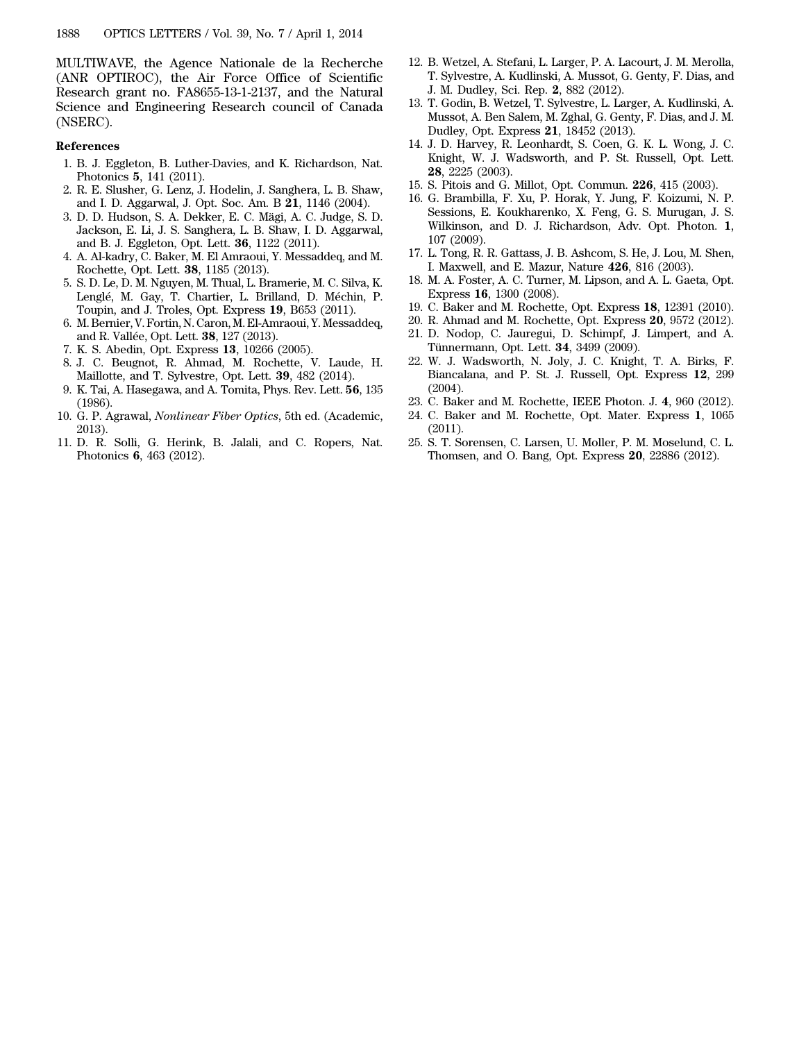MULTIWAVE, the Agence Nationale de la Recherche (ANR OPTIROC), the Air Force Office of Scientific Research grant no. FA8655-13-1-2137, and the Natural Science and Engineering Research council of Canada (NSERC).

### References

1. B. J. Eggleton, B. Luther-Davies, and K. Richardson, Nat. Photonics **5**, 141 (2011).
2. R. E. Slusher, G. Lenz, J. Hodelin, J. Sanghera, L. B. Shaw, and I. D. Aggarwal, J. Opt. Soc. Am. B **21**, 1146 (2004).
3. D. D. Hudson, S. A. Dekker, E. C. Mägi, A. C. Judge, S. D. Jackson, E. Li, J. S. Sanghera, L. B. Shaw, I. D. Aggarwal, and B. J. Eggleton, Opt. Lett. **36**, 1122 (2011).
4. A. Al-kadry, C. Baker, M. El Amraoui, Y. Messaddeq, and M. Rochette, Opt. Lett. **38**, 1185 (2013).
5. S. D. Le, D. M. Nguyen, M. Thual, L. Bramerie, M. C. Silva, K. Lenglé, M. Gay, T. Chartier, L. Brilland, D. Méchin, P. Toupin, and J. Troles, Opt. Express **19**, B653 (2011).
6. M. Bernier, V. Fortin, N. Caron, M. El-Amraoui, Y. Messaddeq, and R. Vallée, Opt. Lett. **38**, 127 (2013).
7. K. S. Abedin, Opt. Express **13**, 10266 (2005).
8. J. C. Beugnot, R. Ahmad, M. Rochette, V. Laude, H. Maillotte, and T. Sylvestre, Opt. Lett. **39**, 482 (2014).
9. K. Tai, A. Hasegawa, and A. Tomita, Phys. Rev. Lett. **56**, 135 (1986).
10. G. P. Agrawal, *Nonlinear Fiber Optics*, 5th ed. (Academic, 2013).
11. D. R. Solli, G. Herink, B. Jalali, and C. Ropers, Nat. Photonics **6**, 463 (2012).
12. B. Wetzel, A. Stefani, L. Larger, P. A. Lacourt, J. M. Merolla, T. Sylvestre, A. Kudlinski, A. Mussot, G. Genty, F. Dias, and J. M. Dudley, Sci. Rep. **2**, 882 (2012).
13. T. Godin, B. Wetzel, T. Sylvestre, L. Larger, A. Kudlinski, A. Mussot, A. Ben Salem, M. Zghal, G. Genty, F. Dias, and J. M. Dudley, Opt. Express **21**, 18452 (2013).
14. J. D. Harvey, R. Leonhardt, S. Coen, G. K. L. Wong, J. C. Knight, W. J. Wadsworth, and P. St. Russell, Opt. Lett. **28**, 2225 (2003).
15. S. Pitois and G. Millot, Opt. Commun. **226**, 415 (2003).
16. G. Brambilla, F. Xu, P. Horak, Y. Jung, F. Koizumi, N. P. Sessions, E. Koukharenko, X. Feng, G. S. Murugan, J. S. Wilkinson, and D. J. Richardson, Adv. Opt. Photon. **1**, 107 (2009).
17. L. Tong, R. R. Gattass, J. B. Ashcom, S. He, J. Lou, M. Shen, I. Maxwell, and E. Mazur, Nature **426**, 816 (2003).
18. M. A. Foster, A. C. Turner, M. Lipson, and A. L. Gaeta, Opt. Express **16**, 1300 (2008).
19. C. Baker and M. Rochette, Opt. Express **18**, 12391 (2010).
20. R. Ahmad and M. Rochette, Opt. Express **20**, 9572 (2012).
21. D. Nodop, C. Jauregui, D. Schimpf, J. Limpert, and A. Tünnermann, Opt. Lett. **34**, 3499 (2009).
22. W. J. Wadsworth, N. Joly, J. C. Knight, T. A. Birks, F. Biancalana, and P. St. J. Russell, Opt. Express **12**, 299 (2004).
23. C. Baker and M. Rochette, IEEE Photon. J. **4**, 960 (2012).
24. C. Baker and M. Rochette, Opt. Mater. Express **1**, 1065 (2011).
25. S. T. Sorensen, C. Larsen, U. Moller, P. M. Moselund, C. L. Thomsen, and O. Bang, Opt. Express **20**, 22886 (2012).